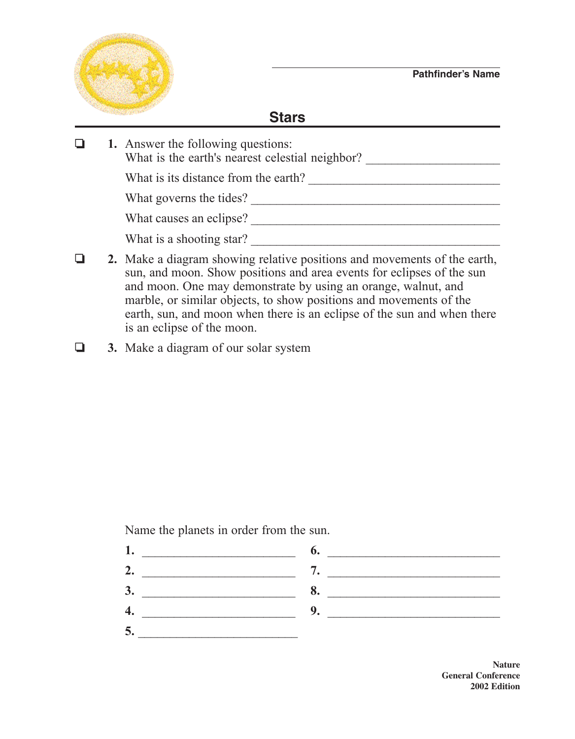Pathfinder's Name: ____________________

# Stars

- [ ] **1.** Answer the following questions:
  What is the earth's nearest celestial neighbor? ____________________

  What is its distance from the earth? ____________________

  What governs the tides? ____________________

  What causes an eclipse? ____________________

  What is a shooting star? ____________________

- [ ] **2.** Make a diagram showing relative positions and movements of the earth, sun, and moon. Show positions and area events for eclipses of the sun and moon. One may demonstrate by using an orange, walnut, and marble, or similar objects, to show positions and movements of the earth, sun, and moon when there is an eclipse of the sun and when there is an eclipse of the moon.

- [ ] **3.** Make a diagram of our solar system

Name the planets in order from the sun.

**1.** ____________________

**2.** ____________________

**3.** ____________________

**4.** ____________________

**5.** ____________________

**6.** ____________________

**7.** ____________________

**8.** ____________________

**9.** ____________________

**Nature**
**General Conference**
**2002 Edition**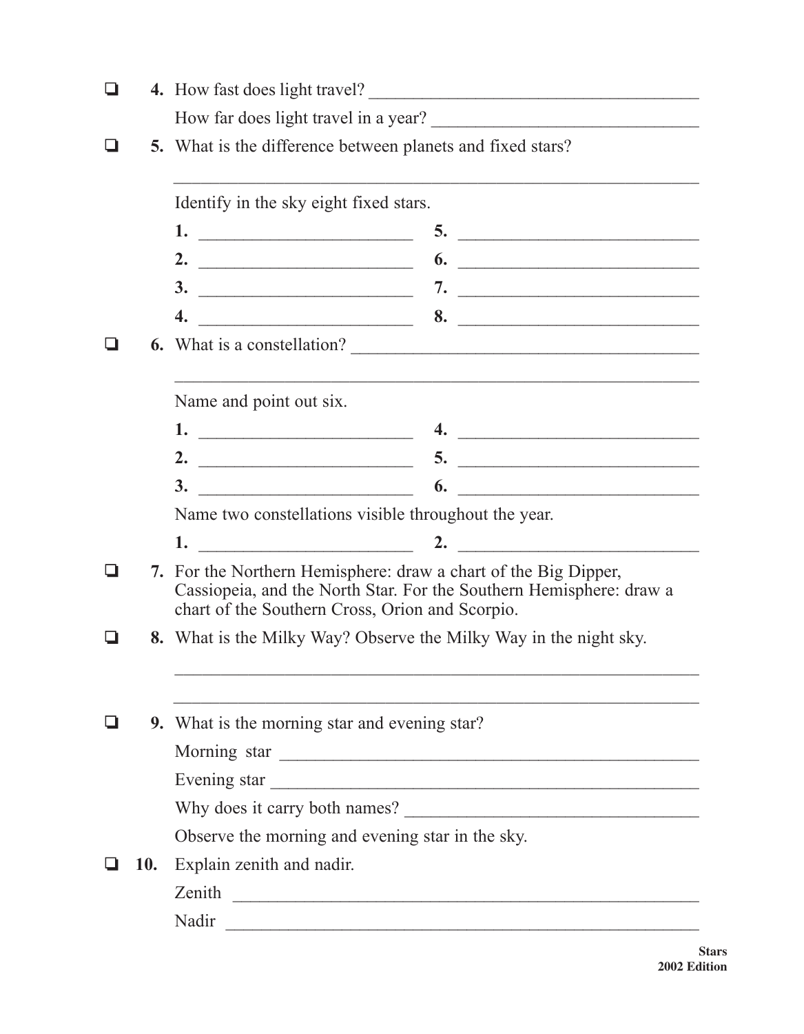- [ ] **4.** How fast does light travel? ______________________________________

  How far does light travel in a year? ______________________________

- [ ] **5.** What is the difference between planets and fixed stars?

  ___________________________________________________________

  Identify in the sky eight fixed stars.

  **1.** ________________________ **5.** ___________________________

  **2.** ________________________ **6.** ___________________________

  **3.** ________________________ **7.** ___________________________

  **4.** ________________________ **8.** ___________________________

- [ ] **6.** What is a constellation? ______________________________________

  ___________________________________________________________

  Name and point out six.

  **1.** ________________________ **4.** ___________________________

  **2.** ________________________ **5.** ___________________________

  **3.** ________________________ **6.** ___________________________

  Name two constellations visible throughout the year.

  **1.** ________________________ **2.** ___________________________

- [ ] **7.** For the Northern Hemisphere: draw a chart of the Big Dipper, Cassiopeia, and the North Star. For the Southern Hemisphere: draw a chart of the Southern Cross, Orion and Scorpio.

- [ ] **8.** What is the Milky Way? Observe the Milky Way in the night sky.

  ___________________________________________________________

  ___________________________________________________________

- [ ] **9.** What is the morning star and evening star?

  Morning star ______________________________________________

  Evening star ______________________________________________

  Why does it carry both names? _________________________________

  Observe the morning and evening star in the sky.

- [ ] **10.** Explain zenith and nadir.

  Zenith ___________________________________________________

  Nadir ____________________________________________________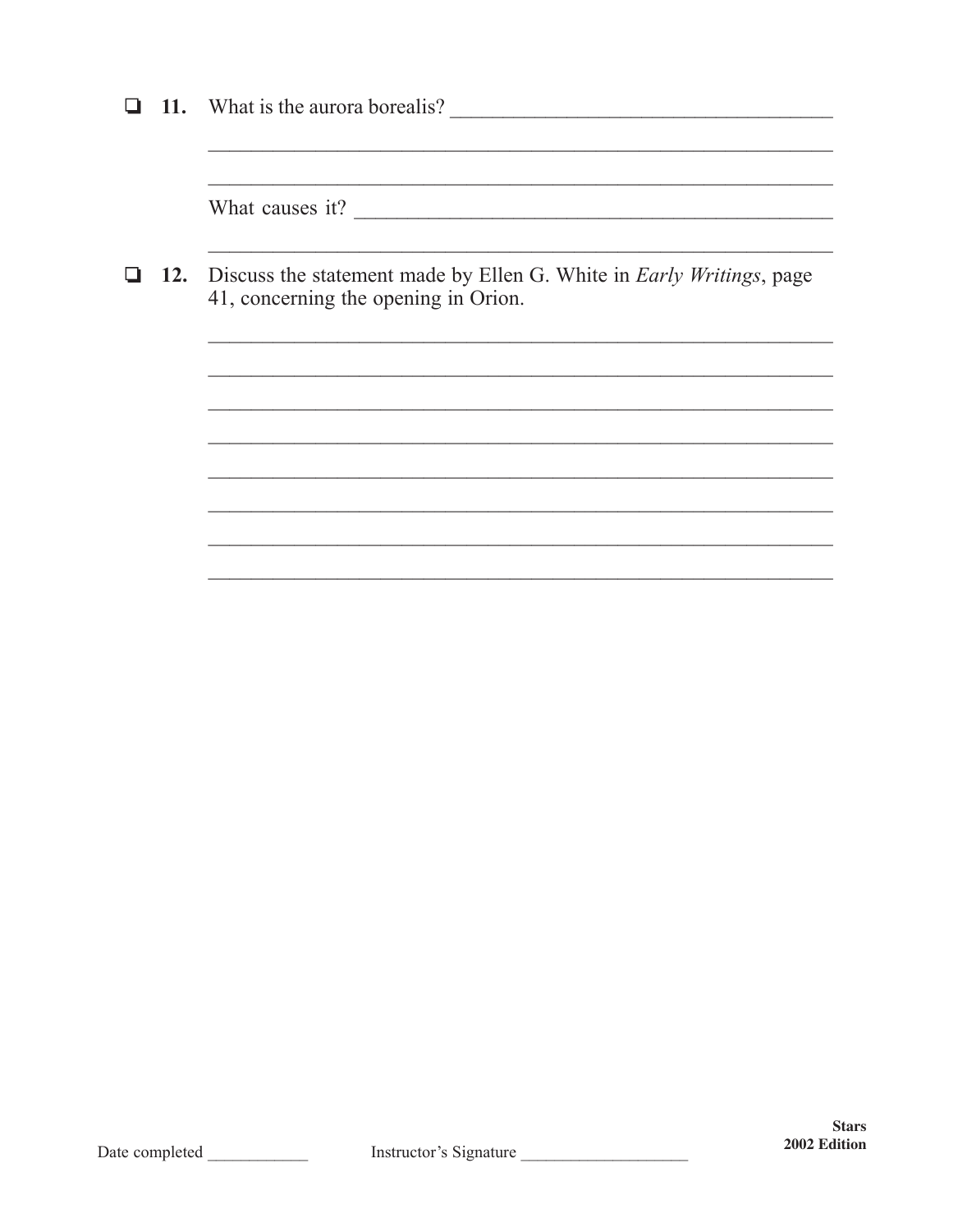❑ **11.** What is the aurora borealis? ___________________________________

_____________________________________________________________

_____________________________________________________________

What causes it? ___________________________________________

_____________________________________________________________

❑ **12.** Discuss the statement made by Ellen G. White in *Early Writings*, page 41, concerning the opening in Orion.

_____________________________________________________________

_____________________________________________________________

_____________________________________________________________

_____________________________________________________________

_____________________________________________________________

_____________________________________________________________

_____________________________________________________________

_____________________________________________________________

Date completed ____________ Instructor's Signature ____________________